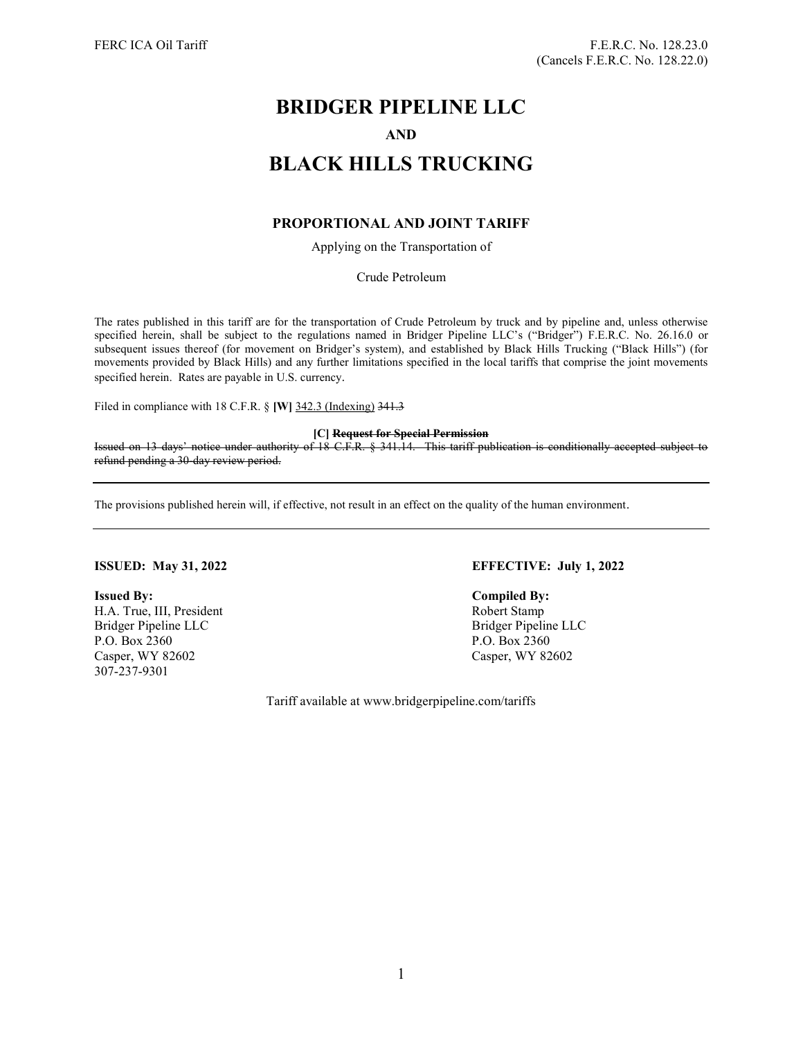FERC ICA Oil Tariff

F.E.R.C. No. 128.23.0
(Cancels F.E.R.C. No. 128.22.0)

# BRIDGER PIPELINE LLC

**AND**

# BLACK HILLS TRUCKING

## PROPORTIONAL AND JOINT TARIFF

Applying on the Transportation of

Crude Petroleum

The rates published in this tariff are for the transportation of Crude Petroleum by truck and by pipeline and, unless otherwise specified herein, shall be subject to the regulations named in Bridger Pipeline LLC's ("Bridger") F.E.R.C. No. 26.16.0 or subsequent issues thereof (for movement on Bridger's system), and established by Black Hills Trucking ("Black Hills") (for movements provided by Black Hills) and any further limitations specified in the local tariffs that comprise the joint movements specified herein. Rates are payable in U.S. currency.

Filed in compliance with 18 C.F.R. § **[W]** <u>342.3 (Indexing)</u> ~~341.3~~

**[C]** ~~**Request for Special Permission**~~

~~Issued on 13 days' notice under authority of 18 C.F.R. § 341.14. This tariff publication is conditionally accepted subject to refund pending a 30-day review period.~~

---

The provisions published herein will, if effective, not result in an effect on the quality of the human environment.

---

**ISSUED: May 31, 2022**

**EFFECTIVE: July 1, 2022**

**Issued By:**
H.A. True, III, President
Bridger Pipeline LLC
P.O. Box 2360
Casper, WY 82602
307-237-9301

**Compiled By:**
Robert Stamp
Bridger Pipeline LLC
P.O. Box 2360
Casper, WY 82602

Tariff available at www.bridgerpipeline.com/tariffs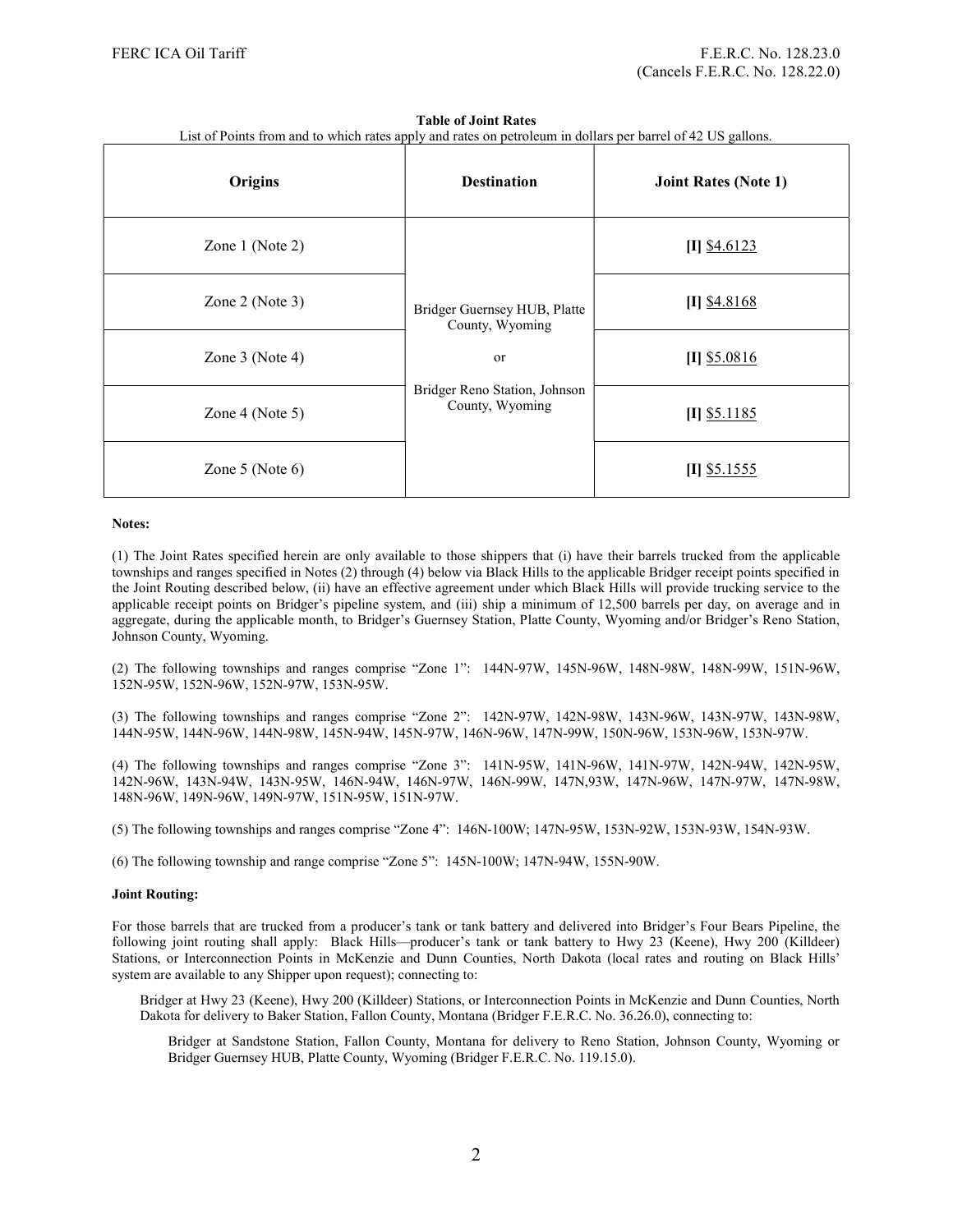FERC ICA Oil Tariff

F.E.R.C. No. 128.23.0
(Cancels F.E.R.C. No. 128.22.0)

**Table of Joint Rates**

List of Points from and to which rates apply and rates on petroleum in dollars per barrel of 42 US gallons.

| Origins | Destination | Joint Rates (Note 1) |
|---|---|---|
| Zone 1 (Note 2) | Bridger Guernsey HUB, Platte County, Wyoming or Bridger Reno Station, Johnson County, Wyoming | **[I]** $4.6123 |
| Zone 2 (Note 3) | | **[I]** $4.8168 |
| Zone 3 (Note 4) | | **[I]** $5.0816 |
| Zone 4 (Note 5) | | **[I]** $5.1185 |
| Zone 5 (Note 6) | | **[I]** $5.1555 |

**Notes:**

(1) The Joint Rates specified herein are only available to those shippers that (i) have their barrels trucked from the applicable townships and ranges specified in Notes (2) through (4) below via Black Hills to the applicable Bridger receipt points specified in the Joint Routing described below, (ii) have an effective agreement under which Black Hills will provide trucking service to the applicable receipt points on Bridger's pipeline system, and (iii) ship a minimum of 12,500 barrels per day, on average and in aggregate, during the applicable month, to Bridger's Guernsey Station, Platte County, Wyoming and/or Bridger's Reno Station, Johnson County, Wyoming.

(2) The following townships and ranges comprise "Zone 1": 144N-97W, 145N-96W, 148N-98W, 148N-99W, 151N-96W, 152N-95W, 152N-96W, 152N-97W, 153N-95W.

(3) The following townships and ranges comprise "Zone 2": 142N-97W, 142N-98W, 143N-96W, 143N-97W, 143N-98W, 144N-95W, 144N-96W, 144N-98W, 145N-94W, 145N-97W, 146N-96W, 147N-99W, 150N-96W, 153N-96W, 153N-97W.

(4) The following townships and ranges comprise "Zone 3": 141N-95W, 141N-96W, 141N-97W, 142N-94W, 142N-95W, 142N-96W, 143N-94W, 143N-95W, 146N-94W, 146N-97W, 146N-99W, 147N,93W, 147N-96W, 147N-97W, 147N-98W, 148N-96W, 149N-96W, 149N-97W, 151N-95W, 151N-97W.

(5) The following townships and ranges comprise "Zone 4": 146N-100W; 147N-95W, 153N-92W, 153N-93W, 154N-93W.

(6) The following township and range comprise "Zone 5": 145N-100W; 147N-94W, 155N-90W.

**Joint Routing:**

For those barrels that are trucked from a producer's tank or tank battery and delivered into Bridger's Four Bears Pipeline, the following joint routing shall apply: Black Hills—producer's tank or tank battery to Hwy 23 (Keene), Hwy 200 (Killdeer) Stations, or Interconnection Points in McKenzie and Dunn Counties, North Dakota (local rates and routing on Black Hills' system are available to any Shipper upon request); connecting to:

Bridger at Hwy 23 (Keene), Hwy 200 (Killdeer) Stations, or Interconnection Points in McKenzie and Dunn Counties, North Dakota for delivery to Baker Station, Fallon County, Montana (Bridger F.E.R.C. No. 36.26.0), connecting to:

Bridger at Sandstone Station, Fallon County, Montana for delivery to Reno Station, Johnson County, Wyoming or Bridger Guernsey HUB, Platte County, Wyoming (Bridger F.E.R.C. No. 119.15.0).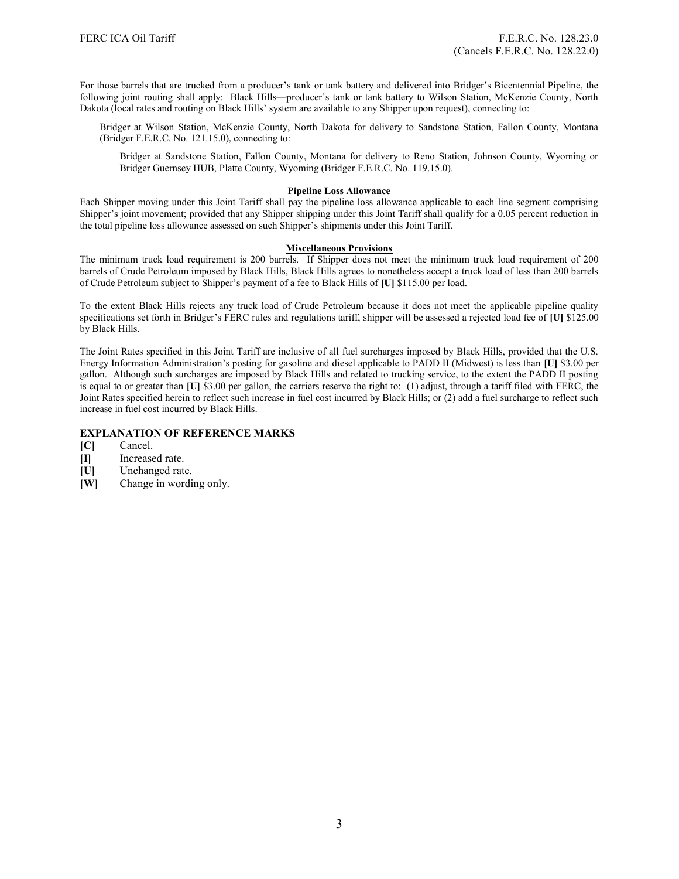For those barrels that are trucked from a producer's tank or tank battery and delivered into Bridger's Bicentennial Pipeline, the following joint routing shall apply: Black Hills—producer's tank or tank battery to Wilson Station, McKenzie County, North Dakota (local rates and routing on Black Hills' system are available to any Shipper upon request), connecting to:

> Bridger at Wilson Station, McKenzie County, North Dakota for delivery to Sandstone Station, Fallon County, Montana (Bridger F.E.R.C. No. 121.15.0), connecting to:
>
> > Bridger at Sandstone Station, Fallon County, Montana for delivery to Reno Station, Johnson County, Wyoming or Bridger Guernsey HUB, Platte County, Wyoming (Bridger F.E.R.C. No. 119.15.0).

**Pipeline Loss Allowance**

Each Shipper moving under this Joint Tariff shall pay the pipeline loss allowance applicable to each line segment comprising Shipper's joint movement; provided that any Shipper shipping under this Joint Tariff shall qualify for a 0.05 percent reduction in the total pipeline loss allowance assessed on such Shipper's shipments under this Joint Tariff.

**Miscellaneous Provisions**

The minimum truck load requirement is 200 barrels. If Shipper does not meet the minimum truck load requirement of 200 barrels of Crude Petroleum imposed by Black Hills, Black Hills agrees to nonetheless accept a truck load of less than 200 barrels of Crude Petroleum subject to Shipper's payment of a fee to Black Hills of **[U]** $115.00 per load.

To the extent Black Hills rejects any truck load of Crude Petroleum because it does not meet the applicable pipeline quality specifications set forth in Bridger's FERC rules and regulations tariff, shipper will be assessed a rejected load fee of **[U]** $125.00 by Black Hills.

The Joint Rates specified in this Joint Tariff are inclusive of all fuel surcharges imposed by Black Hills, provided that the U.S. Energy Information Administration's posting for gasoline and diesel applicable to PADD II (Midwest) is less than **[U]** $3.00 per gallon. Although such surcharges are imposed by Black Hills and related to trucking service, to the extent the PADD II posting is equal to or greater than **[U]** $3.00 per gallon, the carriers reserve the right to: (1) adjust, through a tariff filed with FERC, the Joint Rates specified herein to reflect such increase in fuel cost incurred by Black Hills; or (2) add a fuel surcharge to reflect such increase in fuel cost incurred by Black Hills.

### EXPLANATION OF REFERENCE MARKS

- **[C]** Cancel.
- **[I]** Increased rate.
- **[U]** Unchanged rate.
- **[W]** Change in wording only.